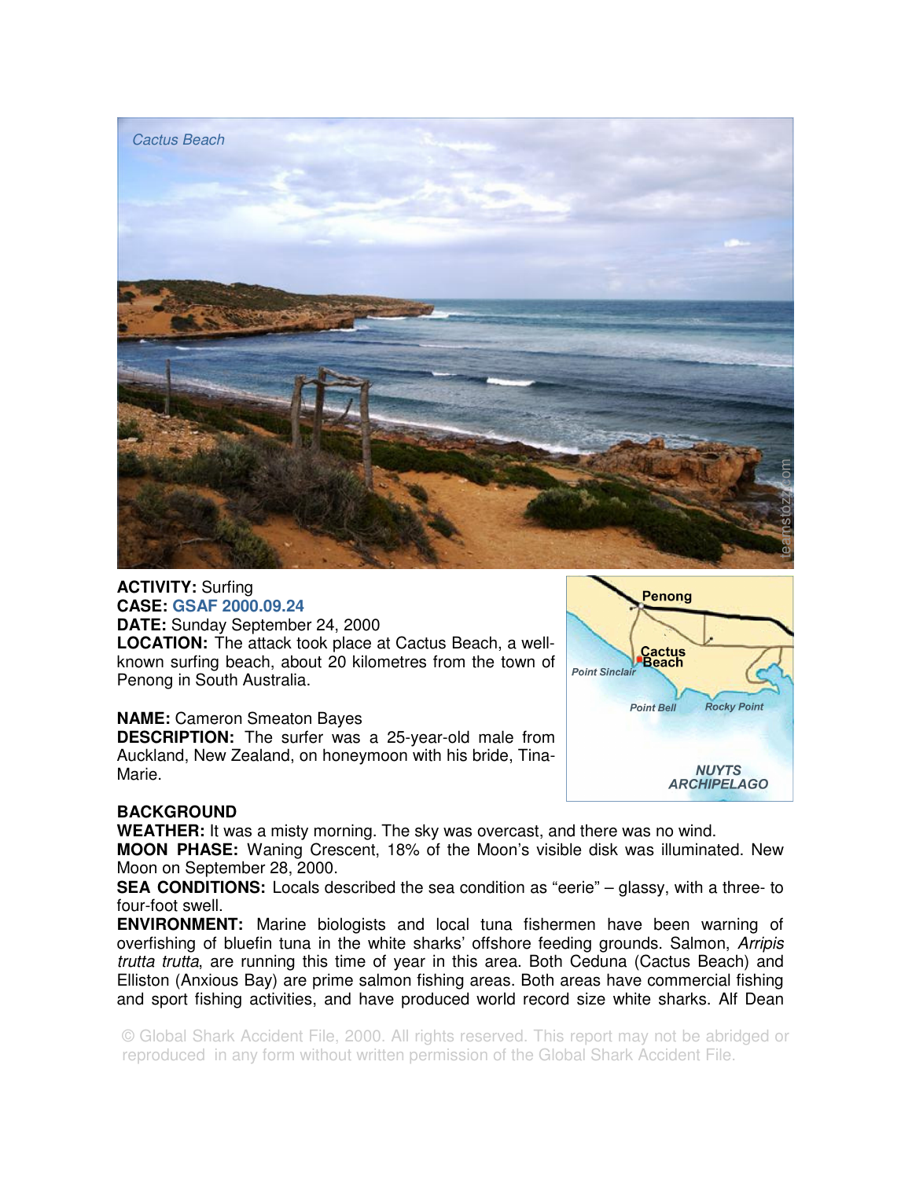Cactus Beach

**ACTIVITY:** Surfing
**CASE:** GSAF 2000.09.24
**DATE:** Sunday September 24, 2000
**LOCATION:** The attack took place at Cactus Beach, a well-known surfing beach, about 20 kilometres from the town of Penong in South Australia.

**NAME:** Cameron Smeaton Bayes
**DESCRIPTION:** The surfer was a 25-year-old male from Auckland, New Zealand, on honeymoon with his bride, Tina-Marie.

## BACKGROUND

**WEATHER:** It was a misty morning. The sky was overcast, and there was no wind.
**MOON PHASE:** Waning Crescent, 18% of the Moon's visible disk was illuminated. New Moon on September 28, 2000.
**SEA CONDITIONS:** Locals described the sea condition as "eerie" – glassy, with a three- to four-foot swell.
**ENVIRONMENT:** Marine biologists and local tuna fishermen have been warning of overfishing of bluefin tuna in the white sharks' offshore feeding grounds. Salmon, *Arripis trutta trutta*, are running this time of year in this area. Both Ceduna (Cactus Beach) and Elliston (Anxious Bay) are prime salmon fishing areas. Both areas have commercial fishing and sport fishing activities, and have produced world record size white sharks. Alf Dean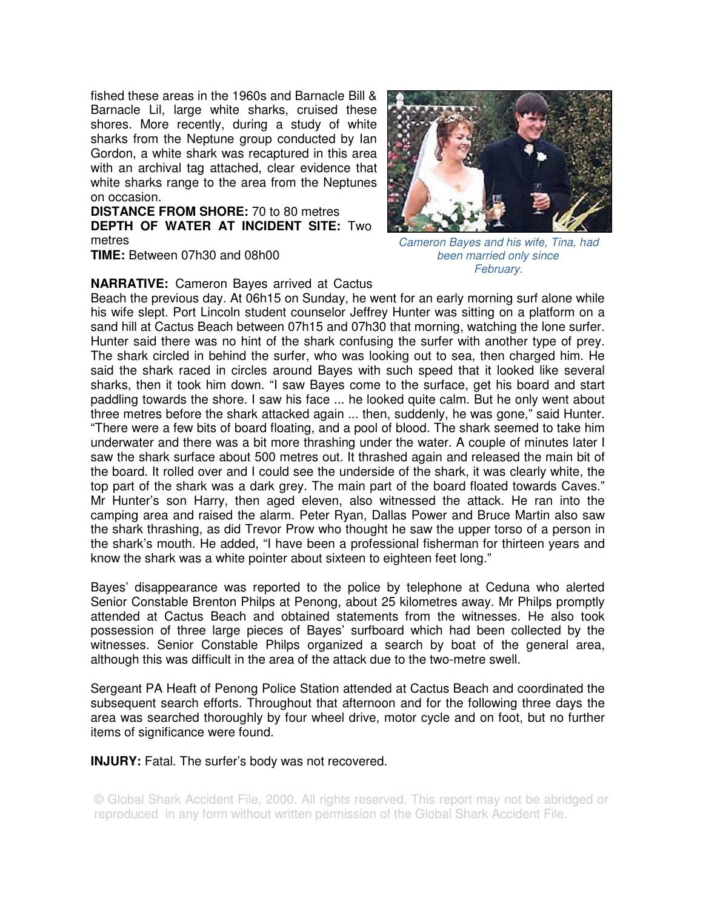fished these areas in the 1960s and Barnacle Bill & Barnacle Lil, large white sharks, cruised these shores. More recently, during a study of white sharks from the Neptune group conducted by Ian Gordon, a white shark was recaptured in this area with an archival tag attached, clear evidence that white sharks range to the area from the Neptunes on occasion.

**DISTANCE FROM SHORE:** 70 to 80 metres
**DEPTH OF WATER AT INCIDENT SITE:** Two metres
**TIME:** Between 07h30 and 08h00

*Cameron Bayes and his wife, Tina, had been married only since February.*

**NARRATIVE:** Cameron Bayes arrived at Cactus Beach the previous day. At 06h15 on Sunday, he went for an early morning surf alone while his wife slept. Port Lincoln student counselor Jeffrey Hunter was sitting on a platform on a sand hill at Cactus Beach between 07h15 and 07h30 that morning, watching the lone surfer. Hunter said there was no hint of the shark confusing the surfer with another type of prey. The shark circled in behind the surfer, who was looking out to sea, then charged him. He said the shark raced in circles around Bayes with such speed that it looked like several sharks, then it took him down. "I saw Bayes come to the surface, get his board and start paddling towards the shore. I saw his face ... he looked quite calm. But he only went about three metres before the shark attacked again ... then, suddenly, he was gone," said Hunter. "There were a few bits of board floating, and a pool of blood. The shark seemed to take him underwater and there was a bit more thrashing under the water. A couple of minutes later I saw the shark surface about 500 metres out. It thrashed again and released the main bit of the board. It rolled over and I could see the underside of the shark, it was clearly white, the top part of the shark was a dark grey. The main part of the board floated towards Caves." Mr Hunter's son Harry, then aged eleven, also witnessed the attack. He ran into the camping area and raised the alarm. Peter Ryan, Dallas Power and Bruce Martin also saw the shark thrashing, as did Trevor Prow who thought he saw the upper torso of a person in the shark's mouth. He added, "I have been a professional fisherman for thirteen years and know the shark was a white pointer about sixteen to eighteen feet long."

Bayes' disappearance was reported to the police by telephone at Ceduna who alerted Senior Constable Brenton Philps at Penong, about 25 kilometres away. Mr Philps promptly attended at Cactus Beach and obtained statements from the witnesses. He also took possession of three large pieces of Bayes' surfboard which had been collected by the witnesses. Senior Constable Philps organized a search by boat of the general area, although this was difficult in the area of the attack due to the two-metre swell.

Sergeant PA Heaft of Penong Police Station attended at Cactus Beach and coordinated the subsequent search efforts. Throughout that afternoon and for the following three days the area was searched thoroughly by four wheel drive, motor cycle and on foot, but no further items of significance were found.

**INJURY:** Fatal. The surfer's body was not recovered.

© Global Shark Accident File, 2000. All rights reserved. This report may not be abridged or reproduced in any form without written permission of the Global Shark Accident File.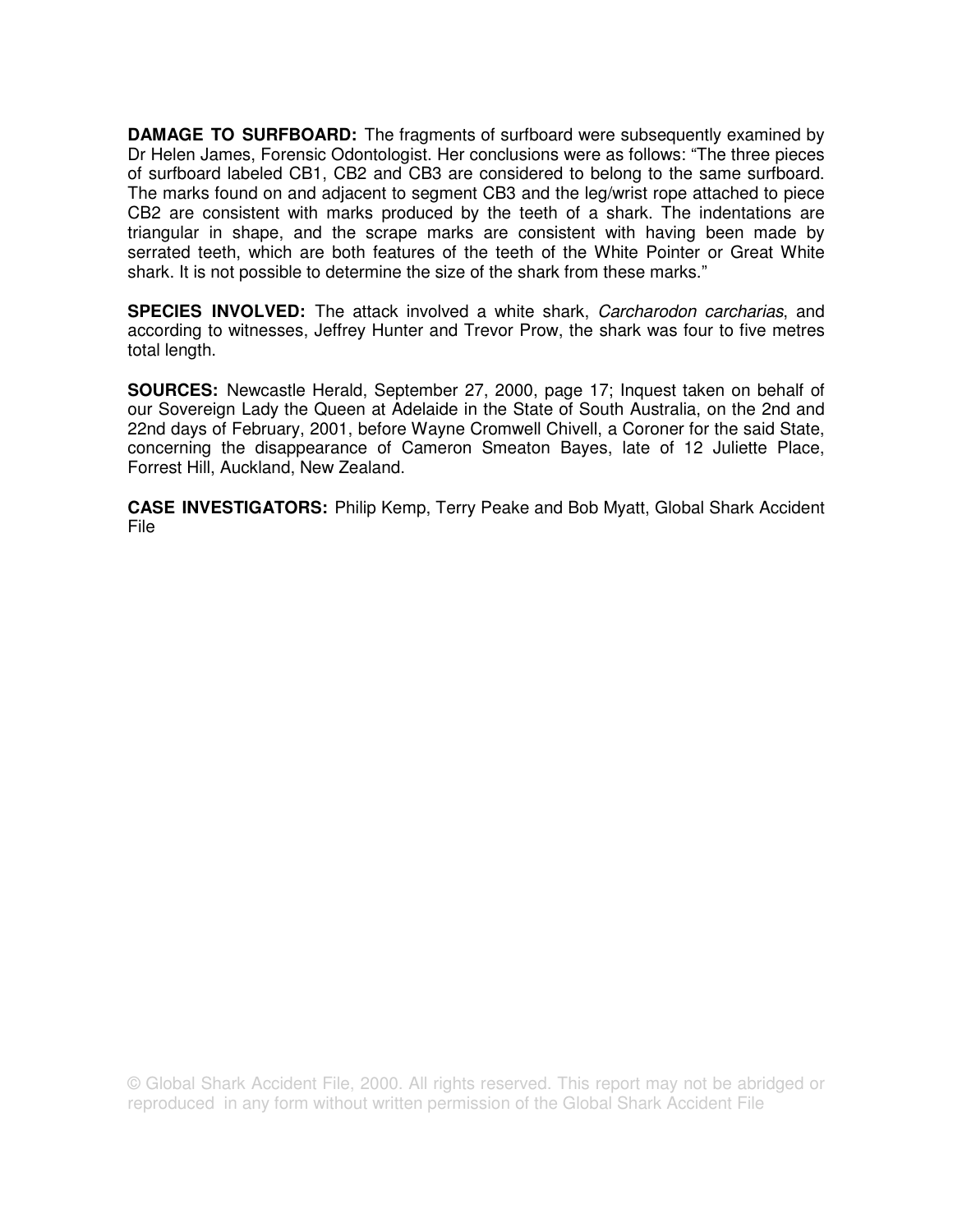**DAMAGE TO SURFBOARD:** The fragments of surfboard were subsequently examined by Dr Helen James, Forensic Odontologist. Her conclusions were as follows: "The three pieces of surfboard labeled CB1, CB2 and CB3 are considered to belong to the same surfboard. The marks found on and adjacent to segment CB3 and the leg/wrist rope attached to piece CB2 are consistent with marks produced by the teeth of a shark. The indentations are triangular in shape, and the scrape marks are consistent with having been made by serrated teeth, which are both features of the teeth of the White Pointer or Great White shark. It is not possible to determine the size of the shark from these marks."

**SPECIES INVOLVED:** The attack involved a white shark, *Carcharodon carcharias*, and according to witnesses, Jeffrey Hunter and Trevor Prow, the shark was four to five metres total length.

**SOURCES:** Newcastle Herald, September 27, 2000, page 17; Inquest taken on behalf of our Sovereign Lady the Queen at Adelaide in the State of South Australia, on the 2nd and 22nd days of February, 2001, before Wayne Cromwell Chivell, a Coroner for the said State, concerning the disappearance of Cameron Smeaton Bayes, late of 12 Juliette Place, Forrest Hill, Auckland, New Zealand.

**CASE INVESTIGATORS:** Philip Kemp, Terry Peake and Bob Myatt, Global Shark Accident File

© Global Shark Accident File, 2000. All rights reserved. This report may not be abridged or reproduced in any form without written permission of the Global Shark Accident File